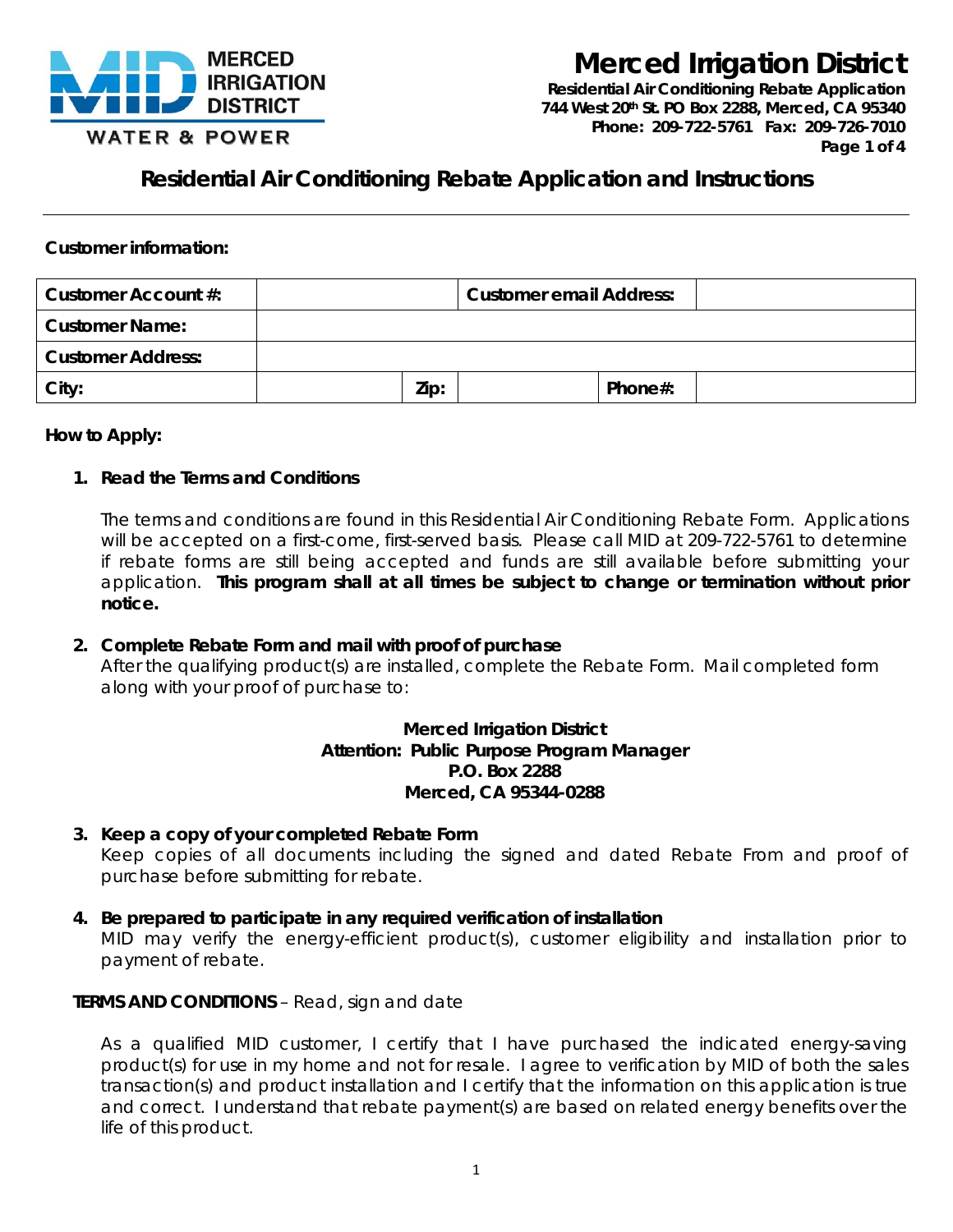# Merced Irrigation District

**Residential Air Conditioning Rebate Application**
**744 West 20th St. PO Box 2288, Merced, CA 95340**
**Phone: 209-722-5761 Fax: 209-726-7010**

## Residential Air Conditioning Rebate Application and Instructions

**Customer information:**

| | | | | |
|---|---|---|---|---|
| **Customer Account #:** | | **Customer email Address:** | | |
| **Customer Name:** | | | | |
| **Customer Address:** | | | | |
| **City:** | | **Zip:** | | **Phone#:** |

**How to Apply:**

1. **Read the Terms and Conditions**

   The terms and conditions are found in this Residential Air Conditioning Rebate Form. Applications will be accepted on a first-come, first-served basis. Please call MID at 209-722-5761 to determine if rebate forms are still being accepted and funds are still available before submitting your application. **This program shall at all times be subject to change or termination without prior notice.**

2. **Complete Rebate Form and mail with proof of purchase**
   After the qualifying product(s) are installed, complete the Rebate Form. Mail completed form along with your proof of purchase to:

   **Merced Irrigation District**
   **Attention: Public Purpose Program Manager**
   **P.O. Box 2288**
   **Merced, CA 95344-0288**

3. **Keep a copy of your completed Rebate Form**
   Keep copies of all documents including the signed and dated Rebate From and proof of purchase before submitting for rebate.

4. **Be prepared to participate in any required verification of installation**
   MID may verify the energy-efficient product(s), customer eligibility and installation prior to payment of rebate.

**TERMS AND CONDITIONS** – Read, sign and date

As a qualified MID customer, I certify that I have purchased the indicated energy-saving product(s) for use in my home and not for resale. I agree to verification by MID of both the sales transaction(s) and product installation and I certify that the information on this application is true and correct. I understand that rebate payment(s) are based on related energy benefits over the life of this product.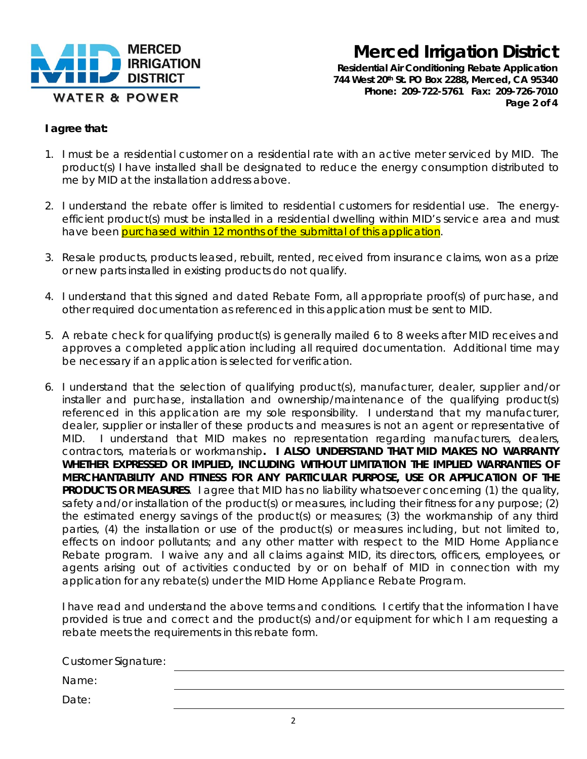**I agree that:**

1. I must be a residential customer on a residential rate with an active meter serviced by MID. The product(s) I have installed shall be designated to reduce the energy consumption distributed to me by MID at the installation address above.

2. I understand the rebate offer is limited to residential customers for residential use. The energy-efficient product(s) must be installed in a residential dwelling within MID's service area and must have been purchased within 12 months of the submittal of this application.

3. Resale products, products leased, rebuilt, rented, received from insurance claims, won as a prize or new parts installed in existing products do not qualify.

4. I understand that this signed and dated Rebate Form, all appropriate proof(s) of purchase, and other required documentation as referenced in this application must be sent to MID.

5. A rebate check for qualifying product(s) is generally mailed 6 to 8 weeks after MID receives and approves a completed application including all required documentation. Additional time may be necessary if an application is selected for verification.

6. I understand that the selection of qualifying product(s), manufacturer, dealer, supplier and/or installer and purchase, installation and ownership/maintenance of the qualifying product(s) referenced in this application are my sole responsibility. I understand that my manufacturer, dealer, supplier or installer of these products and measures is not an agent or representative of MID. I understand that MID makes no representation regarding manufacturers, dealers, contractors, materials or workmanship**. I ALSO UNDERSTAND THAT MID MAKES NO WARRANTY WHETHER EXPRESSED OR IMPLIED, INCLUDING WITHOUT LIMITATION THE IMPLIED WARRANTIES OF MERCHANTABILITY AND FITNESS FOR ANY PARTICULAR PURPOSE, USE OR APPLICATION OF THE PRODUCTS OR MEASURES**. I agree that MID has no liability whatsoever concerning (1) the quality, safety and/or installation of the product(s) or measures, including their fitness for any purpose; (2) the estimated energy savings of the product(s) or measures; (3) the workmanship of any third parties, (4) the installation or use of the product(s) or measures including, but not limited to, effects on indoor pollutants; and any other matter with respect to the MID Home Appliance Rebate program. I waive any and all claims against MID, its directors, officers, employees, or agents arising out of activities conducted by or on behalf of MID in connection with my application for any rebate(s) under the MID Home Appliance Rebate Program.

   I have read and understand the above terms and conditions. I certify that the information I have provided is true and correct and the product(s) and/or equipment for which I am requesting a rebate meets the requirements in this rebate form.

   Customer Signature: ______________________________

   Name: ______________________________

   Date: ______________________________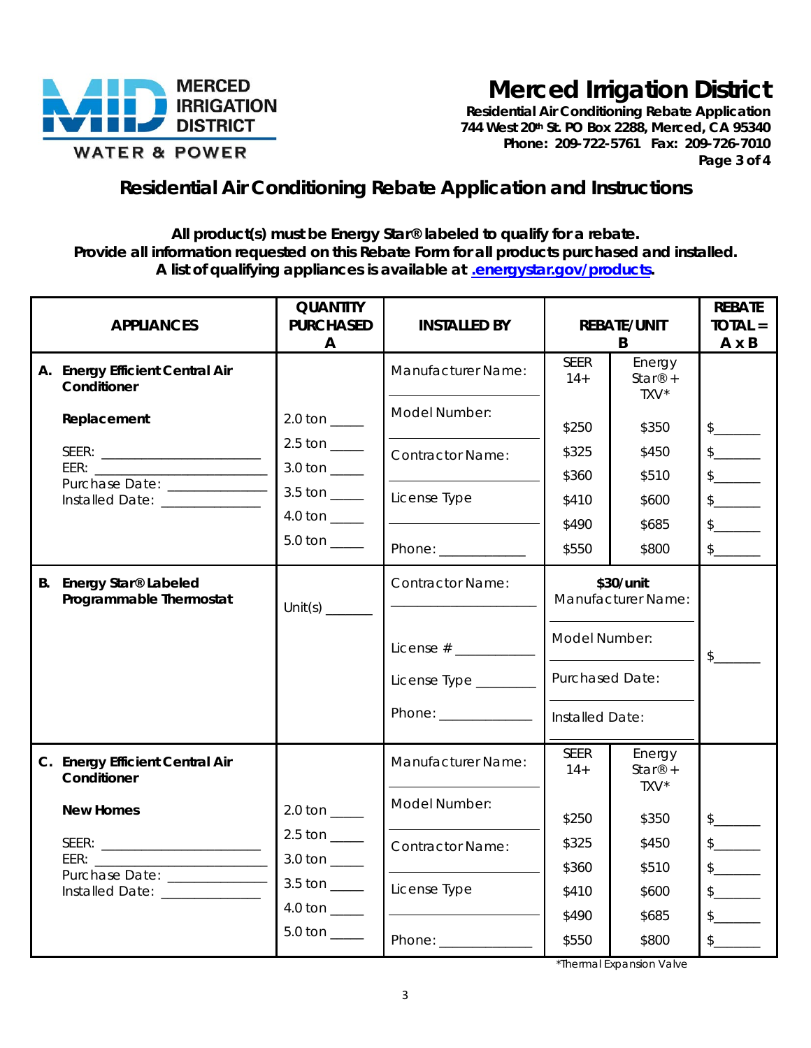MERCED IRRIGATION DISTRICT
WATER & POWER

# Merced Irrigation District

**Residential Air Conditioning Rebate Application**
**744 West 20th St. PO Box 2288, Merced, CA 95340**
**Phone: 209-722-5761 Fax: 209-726-7010**

## Residential Air Conditioning Rebate Application and Instructions

**All product(s) must be Energy Star® labeled to qualify for a rebate.**
**Provide all information requested on this Rebate Form for all products purchased and installed.**
**A list of qualifying appliances is available at .energystar.gov/products.**

| APPLIANCES | QUANTITY PURCHASED A | INSTALLED BY | REBATE/UNIT B | | REBATE TOTAL = A x B |
|---|---|---|---|---|---|
| **A. Energy Efficient Central Air Conditioner** | | Manufacturer Name: ________ | SEER 14+ | Energy Star® + TXV* | |
| **Replacement** | 2.0 ton _____ | Model Number: ________ | $250 | $350 | $______ |
| SEER: ____________ | 2.5 ton _____ | | $325 | $450 | $______ |
| EER: ____________ | 3.0 ton _____ | Contractor Name: ________ | $360 | $510 | $______ |
| Purchase Date: ____________ | 3.5 ton _____ | License Type ________ | $410 | $600 | $______ |
| Installed Date: ____________ | 4.0 ton _____ | | $490 | $685 | $______ |
| | 5.0 ton _____ | Phone: ____________ | $550 | $800 | $______ |
| **B. Energy Star® Labeled Programmable Thermostat** | Unit(s) _______ | Contractor Name: ________ | **$30/unit** Manufacturer Name: ________ | | $______ |
| | | License # ____________ | Model Number: ________ | | |
| | | License Type ________ | Purchased Date: ________ | | |
| | | Phone: ____________ | Installed Date: ________ | | |
| **C. Energy Efficient Central Air Conditioner** | | Manufacturer Name: ________ | SEER 14+ | Energy Star® + TXV* | |
| **New Homes** | 2.0 ton _____ | Model Number: ________ | $250 | $350 | $______ |
| SEER: ____________ | 2.5 ton _____ | | $325 | $450 | $______ |
| EER: ____________ | 3.0 ton _____ | Contractor Name: ________ | $360 | $510 | $______ |
| Purchase Date: ____________ | 3.5 ton _____ | License Type ________ | $410 | $600 | $______ |
| Installed Date: ____________ | 4.0 ton _____ | | $490 | $685 | $______ |
| | 5.0 ton _____ | Phone: ____________ | $550 | $800 | $______ |

*Thermal Expansion Valve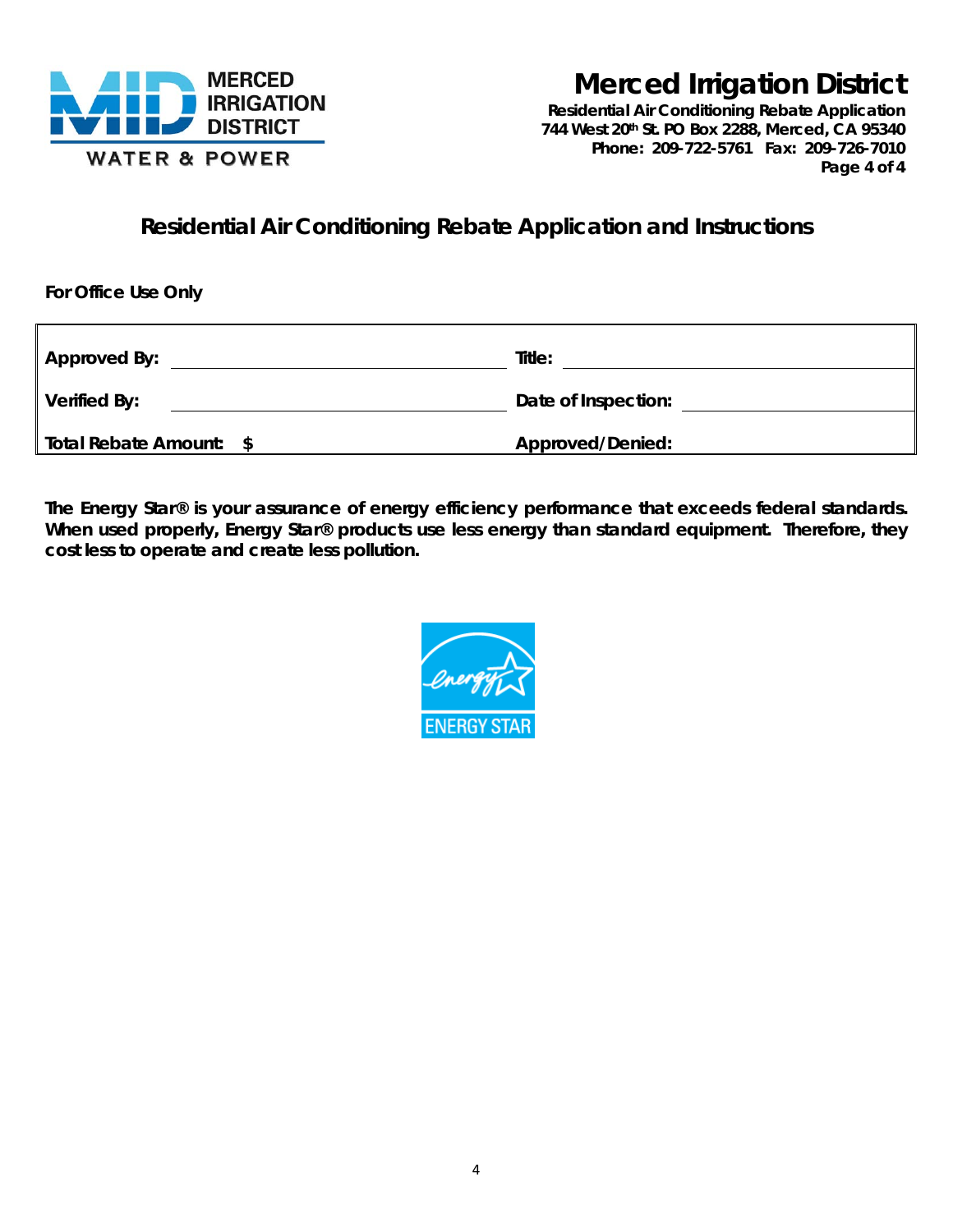# Merced Irrigation District

**Residential Air Conditioning Rebate Application**
**744 West 20th St. PO Box 2288, Merced, CA 95340**
**Phone: 209-722-5761 Fax: 209-726-7010**

## Residential Air Conditioning Rebate Application and Instructions

**For Office Use Only**

| | |
|---|---|
| **Approved By:** ______________________ | **Title:** ______________________ |
| **Verified By:** ______________________ | **Date of Inspection:** ______________________ |
| **Total Rebate Amount: $** | **Approved/Denied:** |

**The Energy Star® is your assurance of energy efficiency performance that exceeds federal standards. When used properly, Energy Star® products use less energy than standard equipment. Therefore, they cost less to operate and create less pollution.**

ENERGY STAR